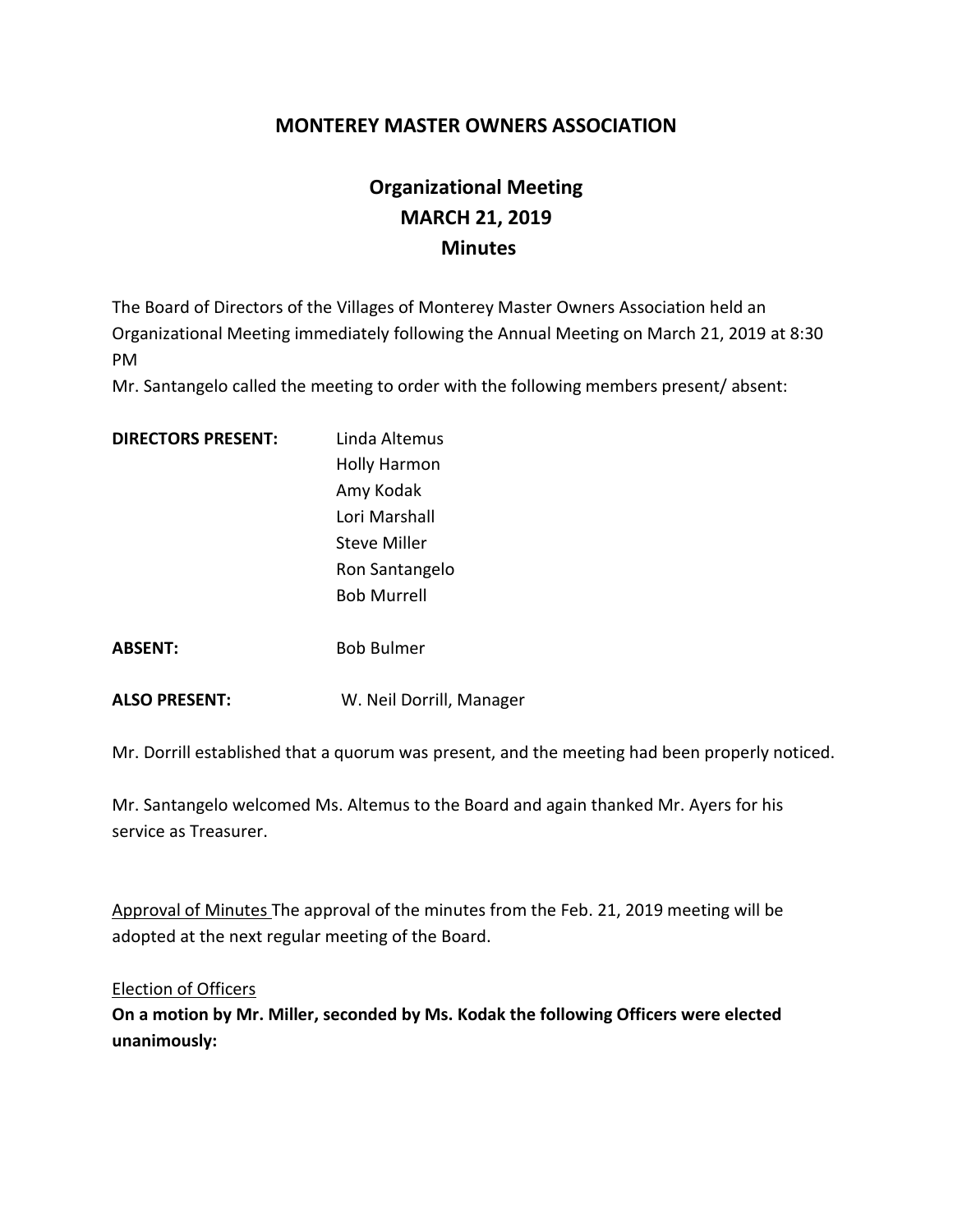# MONTEREY MASTER OWNERS ASSOCIATION

## Organizational Meeting
## MARCH 21, 2019
## Minutes

The Board of Directors of the Villages of Monterey Master Owners Association held an Organizational Meeting immediately following the Annual Meeting on March 21, 2019 at 8:30 PM

Mr. Santangelo called the meeting to order with the following members present/ absent:

| | |
|---|---|
| **DIRECTORS PRESENT:** | Linda Altemus |
| | Holly Harmon |
| | Amy Kodak |
| | Lori Marshall |
| | Steve Miller |
| | Ron Santangelo |
| | Bob Murrell |
| **ABSENT:** | Bob Bulmer |
| **ALSO PRESENT:** | W. Neil Dorrill, Manager |

Mr. Dorrill established that a quorum was present, and the meeting had been properly noticed.

Mr. Santangelo welcomed Ms. Altemus to the Board and again thanked Mr. Ayers for his service as Treasurer.

Approval of Minutes The approval of the minutes from the Feb. 21, 2019 meeting will be adopted at the next regular meeting of the Board.

Election of Officers

**On a motion by Mr. Miller, seconded by Ms. Kodak the following Officers were elected unanimously:**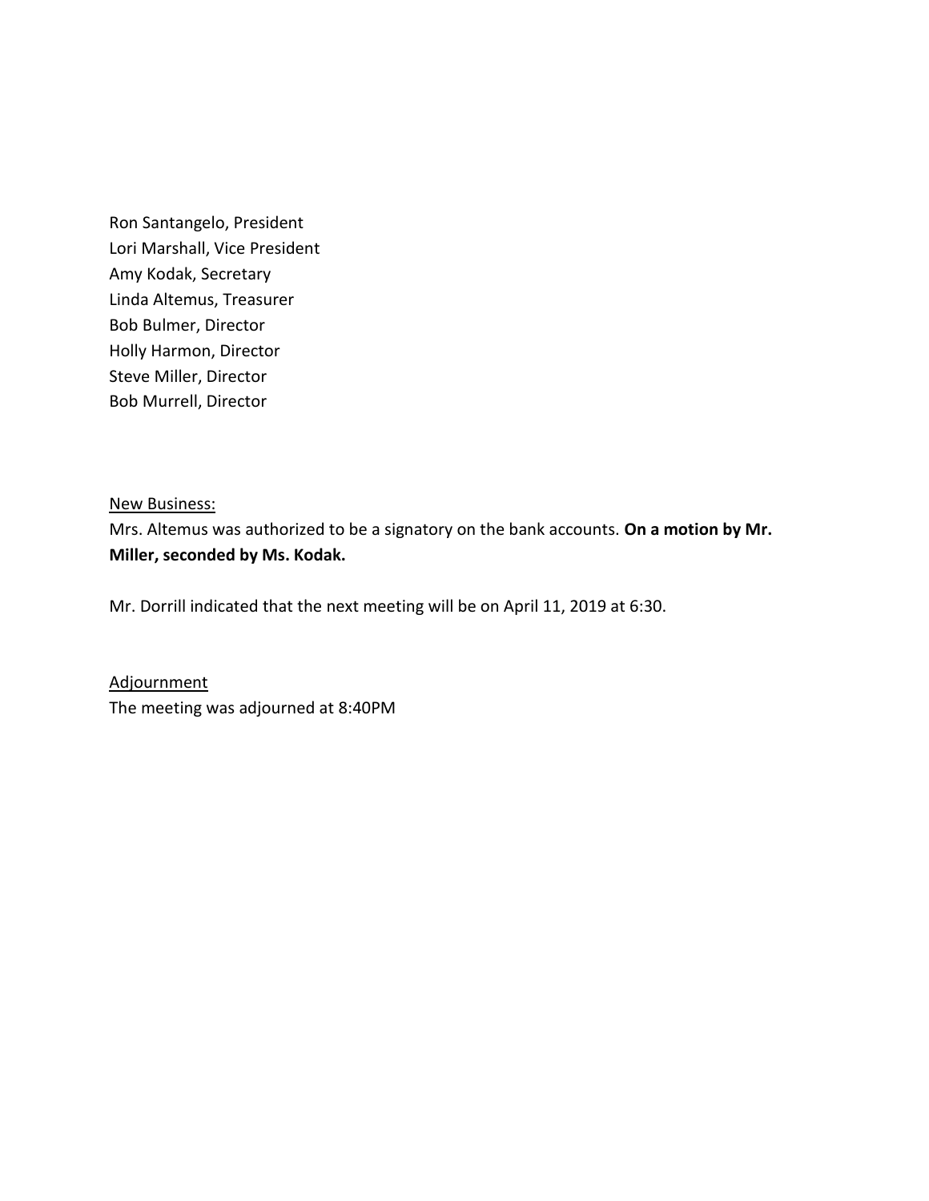Ron Santangelo, President
Lori Marshall, Vice President
Amy Kodak, Secretary
Linda Altemus, Treasurer
Bob Bulmer, Director
Holly Harmon, Director
Steve Miller, Director
Bob Murrell, Director

<u>New Business:</u>

Mrs. Altemus was authorized to be a signatory on the bank accounts. **On a motion by Mr. Miller, seconded by Ms. Kodak.**

Mr. Dorrill indicated that the next meeting will be on April 11, 2019 at 6:30.

<u>Adjournment</u>

The meeting was adjourned at 8:40PM